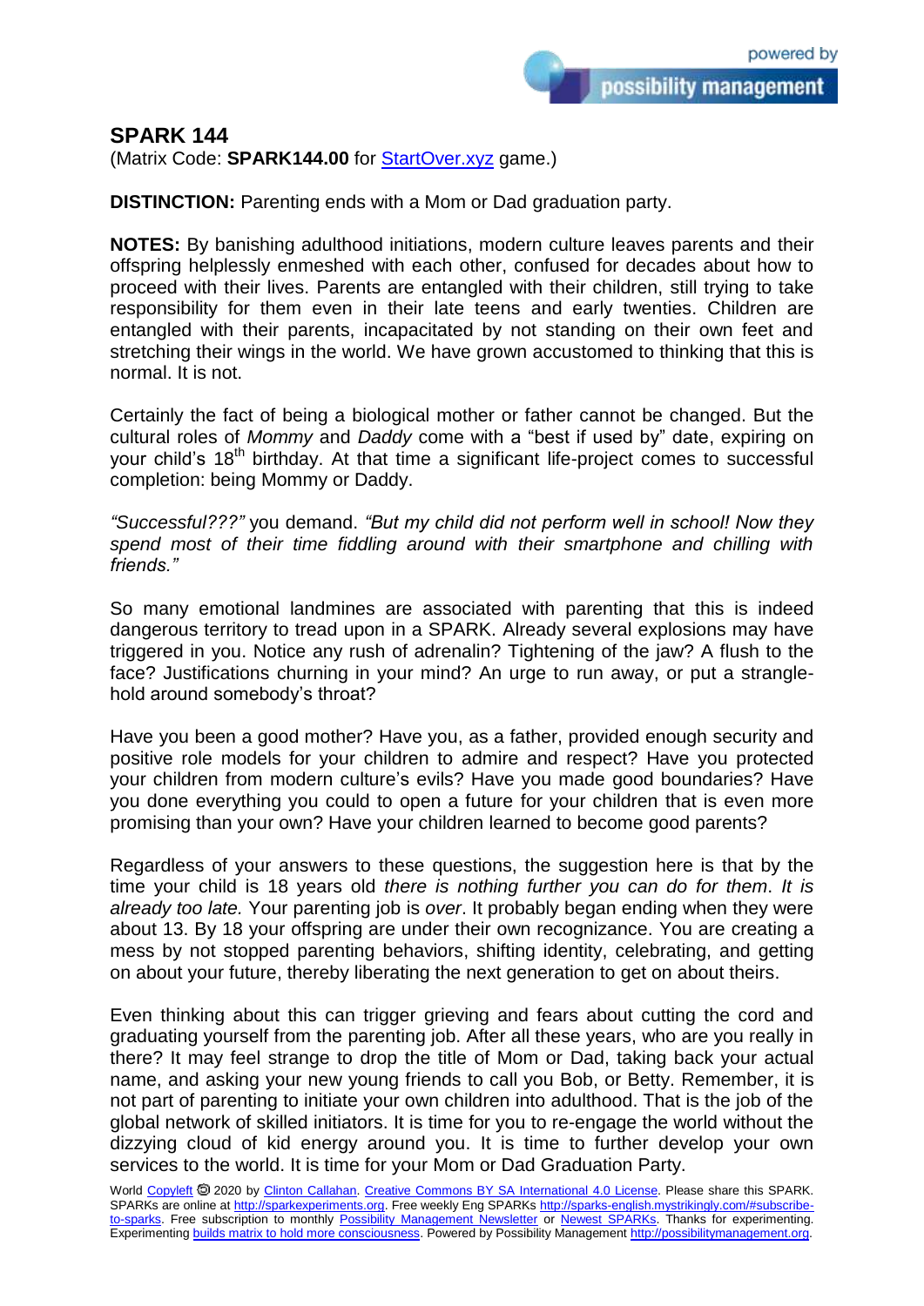# SPARK 144

(Matrix Code: **SPARK144.00** for StartOver.xyz game.)

**DISTINCTION:** Parenting ends with a Mom or Dad graduation party.

**NOTES:** By banishing adulthood initiations, modern culture leaves parents and their offspring helplessly enmeshed with each other, confused for decades about how to proceed with their lives. Parents are entangled with their children, still trying to take responsibility for them even in their late teens and early twenties. Children are entangled with their parents, incapacitated by not standing on their own feet and stretching their wings in the world. We have grown accustomed to thinking that this is normal. It is not.

Certainly the fact of being a biological mother or father cannot be changed. But the cultural roles of *Mommy* and *Daddy* come with a "best if used by" date, expiring on your child's 18th birthday. At that time a significant life-project comes to successful completion: being Mommy or Daddy.

*"Successful???"* you demand. *"But my child did not perform well in school! Now they spend most of their time fiddling around with their smartphone and chilling with friends."*

So many emotional landmines are associated with parenting that this is indeed dangerous territory to tread upon in a SPARK. Already several explosions may have triggered in you. Notice any rush of adrenalin? Tightening of the jaw? A flush to the face? Justifications churning in your mind? An urge to run away, or put a strangle-hold around somebody's throat?

Have you been a good mother? Have you, as a father, provided enough security and positive role models for your children to admire and respect? Have you protected your children from modern culture's evils? Have you made good boundaries? Have you done everything you could to open a future for your children that is even more promising than your own? Have your children learned to become good parents?

Regardless of your answers to these questions, the suggestion here is that by the time your child is 18 years old *there is nothing further you can do for them*. *It is already too late.* Your parenting job is *over*. It probably began ending when they were about 13. By 18 your offspring are under their own recognizance. You are creating a mess by not stopped parenting behaviors, shifting identity, celebrating, and getting on about your future, thereby liberating the next generation to get on about theirs.

Even thinking about this can trigger grieving and fears about cutting the cord and graduating yourself from the parenting job. After all these years, who are you really in there? It may feel strange to drop the title of Mom or Dad, taking back your actual name, and asking your new young friends to call you Bob, or Betty. Remember, it is not part of parenting to initiate your own children into adulthood. That is the job of the global network of skilled initiators. It is time for you to re-engage the world without the dizzying cloud of kid energy around you. It is time to further develop your own services to the world. It is time for your Mom or Dad Graduation Party.

World Copyleft 🄯 2020 by Clinton Callahan. Creative Commons BY SA International 4.0 License. Please share this SPARK. SPARKs are online at http://sparkexperiments.org. Free weekly Eng SPARKs http://sparks-english.mystrikingly.com/#subscribe-to-sparks. Free subscription to monthly Possibility Management Newsletter or Newest SPARKs. Thanks for experimenting. Experimenting builds matrix to hold more consciousness. Powered by Possibility Management http://possibilitymanagement.org.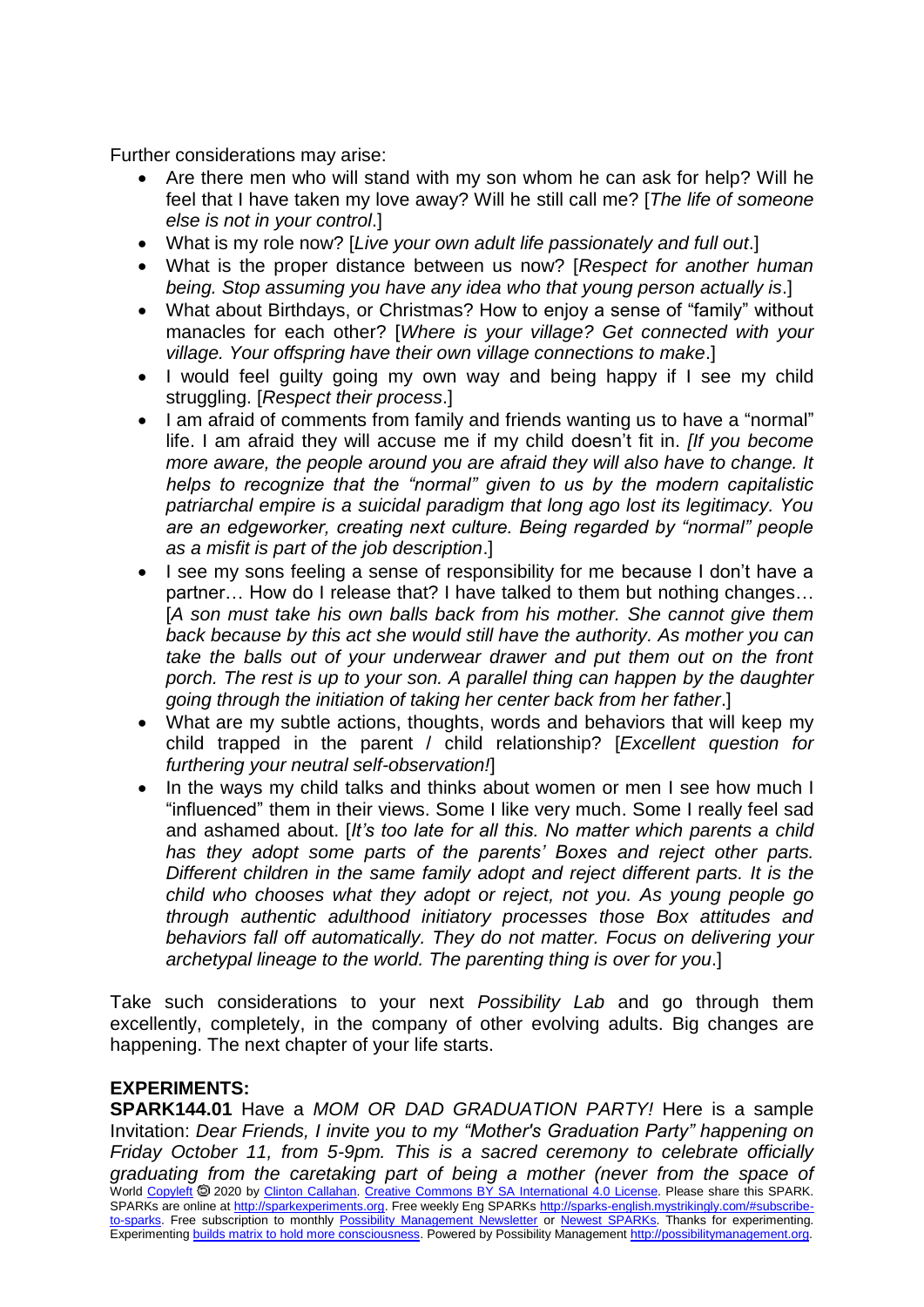Further considerations may arise:

- Are there men who will stand with my son whom he can ask for help? Will he feel that I have taken my love away? Will he still call me? [*The life of someone else is not in your control*.]
- What is my role now? [*Live your own adult life passionately and full out*.]
- What is the proper distance between us now? [*Respect for another human being. Stop assuming you have any idea who that young person actually is*.]
- What about Birthdays, or Christmas? How to enjoy a sense of "family" without manacles for each other? [*Where is your village? Get connected with your village. Your offspring have their own village connections to make*.]
- I would feel guilty going my own way and being happy if I see my child struggling. [*Respect their process*.]
- I am afraid of comments from family and friends wanting us to have a "normal" life. I am afraid they will accuse me if my child doesn't fit in. *[If you become more aware, the people around you are afraid they will also have to change. It helps to recognize that the "normal" given to us by the modern capitalistic patriarchal empire is a suicidal paradigm that long ago lost its legitimacy. You are an edgeworker, creating next culture. Being regarded by "normal" people as a misfit is part of the job description*.]
- I see my sons feeling a sense of responsibility for me because I don't have a partner… How do I release that? I have talked to them but nothing changes… [*A son must take his own balls back from his mother. She cannot give them back because by this act she would still have the authority. As mother you can take the balls out of your underwear drawer and put them out on the front porch. The rest is up to your son. A parallel thing can happen by the daughter going through the initiation of taking her center back from her father*.]
- What are my subtle actions, thoughts, words and behaviors that will keep my child trapped in the parent / child relationship? [*Excellent question for furthering your neutral self-observation!*]
- In the ways my child talks and thinks about women or men I see how much I "influenced" them in their views. Some I like very much. Some I really feel sad and ashamed about. [*It's too late for all this. No matter which parents a child has they adopt some parts of the parents' Boxes and reject other parts. Different children in the same family adopt and reject different parts. It is the child who chooses what they adopt or reject, not you. As young people go through authentic adulthood initiatory processes those Box attitudes and behaviors fall off automatically. They do not matter. Focus on delivering your archetypal lineage to the world. The parenting thing is over for you*.]

Take such considerations to your next *Possibility Lab* and go through them excellently, completely, in the company of other evolving adults. Big changes are happening. The next chapter of your life starts.

## EXPERIMENTS:

**SPARK144.01** Have a *MOM OR DAD GRADUATION PARTY!* Here is a sample Invitation: *Dear Friends, I invite you to my "Mother's Graduation Party" happening on Friday October 11, from 5-9pm. This is a sacred ceremony to celebrate officially graduating from the caretaking part of being a mother (never from the space of*

World Copyleft 🄯 2020 by Clinton Callahan. Creative Commons BY SA International 4.0 License. Please share this SPARK. SPARKs are online at http://sparkexperiments.org. Free weekly Eng SPARKs http://sparks-english.mystrikingly.com/#subscribe-to-sparks. Free subscription to monthly Possibility Management Newsletter or Newest SPARKs. Thanks for experimenting. Experimenting builds matrix to hold more consciousness. Powered by Possibility Management http://possibilitymanagement.org.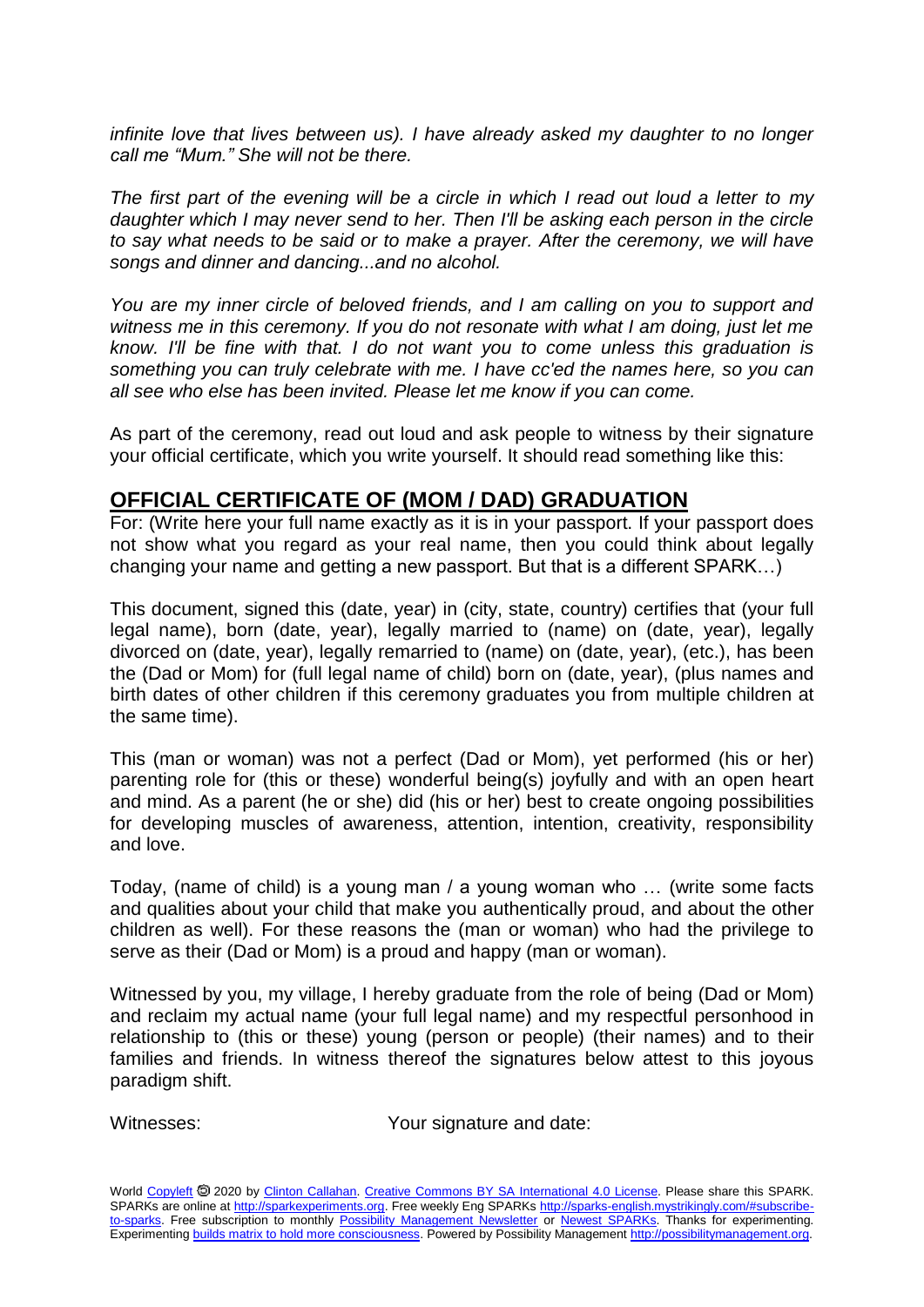*infinite love that lives between us). I have already asked my daughter to no longer call me "Mum." She will not be there.*

*The first part of the evening will be a circle in which I read out loud a letter to my daughter which I may never send to her. Then I'll be asking each person in the circle to say what needs to be said or to make a prayer. After the ceremony, we will have songs and dinner and dancing...and no alcohol.*

*You are my inner circle of beloved friends, and I am calling on you to support and witness me in this ceremony. If you do not resonate with what I am doing, just let me know. I'll be fine with that. I do not want you to come unless this graduation is something you can truly celebrate with me. I have cc'ed the names here, so you can all see who else has been invited. Please let me know if you can come.*

As part of the ceremony, read out loud and ask people to witness by their signature your official certificate, which you write yourself. It should read something like this:

## OFFICIAL CERTIFICATE OF (MOM / DAD) GRADUATION

For: (Write here your full name exactly as it is in your passport. If your passport does not show what you regard as your real name, then you could think about legally changing your name and getting a new passport. But that is a different SPARK…)

This document, signed this (date, year) in (city, state, country) certifies that (your full legal name), born (date, year), legally married to (name) on (date, year), legally divorced on (date, year), legally remarried to (name) on (date, year), (etc.), has been the (Dad or Mom) for (full legal name of child) born on (date, year), (plus names and birth dates of other children if this ceremony graduates you from multiple children at the same time).

This (man or woman) was not a perfect (Dad or Mom), yet performed (his or her) parenting role for (this or these) wonderful being(s) joyfully and with an open heart and mind. As a parent (he or she) did (his or her) best to create ongoing possibilities for developing muscles of awareness, attention, intention, creativity, responsibility and love.

Today, (name of child) is a young man / a young woman who … (write some facts and qualities about your child that make you authentically proud, and about the other children as well). For these reasons the (man or woman) who had the privilege to serve as their (Dad or Mom) is a proud and happy (man or woman).

Witnessed by you, my village, I hereby graduate from the role of being (Dad or Mom) and reclaim my actual name (your full legal name) and my respectful personhood in relationship to (this or these) young (person or people) (their names) and to their families and friends. In witness thereof the signatures below attest to this joyous paradigm shift.

Witnesses: Your signature and date:

World Copyleft 🄯 2020 by Clinton Callahan. Creative Commons BY SA International 4.0 License. Please share this SPARK. SPARKs are online at http://sparkexperiments.org. Free weekly Eng SPARKs http://sparks-english.mystrikingly.com/#subscribe-to-sparks. Free subscription to monthly Possibility Management Newsletter or Newest SPARKs. Thanks for experimenting. Experimenting builds matrix to hold more consciousness. Powered by Possibility Management http://possibilitymanagement.org.